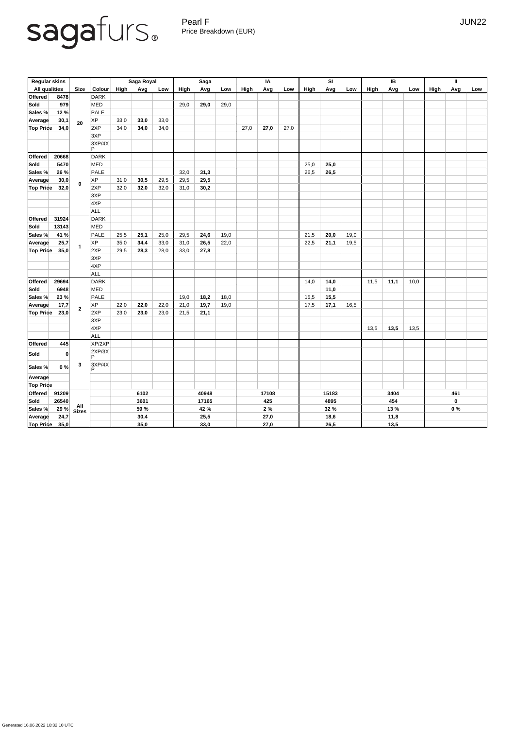sagafurs®

Pearl F
Price Breakdown (EUR)

JUN22

| Regular skins | | | | Saga Royal | | | Saga | | | IA | | | SI | | | IB | | | II | | |
|---|---|---|---|---|---|---|---|---|---|---|---|---|---|---|---|---|---|---|---|---|---|
| All qualities | | Size | Colour | High | Avg | Low | High | Avg | Low | High | Avg | Low | High | Avg | Low | High | Avg | Low | High | Avg | Low |
| **Offered** | **8478** | **20** | DARK | | | | | | | | | | | | | | | | | | |
| **Sold** | **979** | | MED | | | | 29,0 | **29,0** | 29,0 | | | | | | | | | | | | |
| **Sales %** | **12 %** | | PALE | | | | | | | | | | | | | | | | | | |
| **Average** | **30,1** | | XP | 33,0 | **33,0** | 33,0 | | | | | | | | | | | | | | | |
| **Top Price** | **34,0** | | 2XP | 34,0 | **34,0** | 34,0 | | | | 27,0 | **27,0** | 27,0 | | | | | | | | | |
| | | | 3XP | | | | | | | | | | | | | | | | | | |
| | | | 3XP/4XP | | | | | | | | | | | | | | | | | | |
| **Offered** | **20668** | **0** | DARK | | | | | | | | | | | | | | | | | | |
| **Sold** | **5470** | | MED | | | | | | | | | | 25,0 | **25,0** | | | | | | | |
| **Sales %** | **26 %** | | PALE | | | | 32,0 | **31,3** | | | | | 26,5 | **26,5** | | | | | | | |
| **Average** | **30,0** | | XP | 31,0 | **30,5** | 29,5 | 29,5 | **29,5** | | | | | | | | | | | | | |
| **Top Price** | **32,0** | | 2XP | 32,0 | **32,0** | 32,0 | 31,0 | **30,2** | | | | | | | | | | | | | |
| | | | 3XP | | | | | | | | | | | | | | | | | | |
| | | | 4XP | | | | | | | | | | | | | | | | | | |
| | | | ALL | | | | | | | | | | | | | | | | | | |
| **Offered** | **31924** | **1** | DARK | | | | | | | | | | | | | | | | | | |
| **Sold** | **13143** | | MED | | | | | | | | | | | | | | | | | | |
| **Sales %** | **41 %** | | PALE | 25,5 | **25,1** | 25,0 | 29,5 | **24,6** | 19,0 | | | | 21,5 | **20,0** | 19,0 | | | | | | |
| **Average** | **25,7** | | XP | 35,0 | **34,4** | 33,0 | 31,0 | **26,5** | 22,0 | | | | 22,5 | **21,1** | 19,5 | | | | | | |
| **Top Price** | **35,0** | | 2XP | 29,5 | **28,3** | 28,0 | 33,0 | **27,8** | | | | | | | | | | | | | |
| | | | 3XP | | | | | | | | | | | | | | | | | | |
| | | | 4XP | | | | | | | | | | | | | | | | | | |
| | | | ALL | | | | | | | | | | | | | | | | | | |
| **Offered** | **29694** | **2** | DARK | | | | | | | | | | 14,0 | **14,0** | | 11,5 | **11,1** | 10,0 | | | |
| **Sold** | **6948** | | MED | | | | | | | | | | | **11,0** | | | | | | | |
| **Sales %** | **23 %** | | PALE | | | | 19,0 | **18,2** | 18,0 | | | | 15,5 | **15,5** | | | | | | | |
| **Average** | **17,7** | | XP | 22,0 | **22,0** | 22,0 | 21,0 | **19,7** | 19,0 | | | | 17,5 | **17,1** | 16,5 | | | | | | |
| **Top Price** | **23,0** | | 2XP | 23,0 | **23,0** | 23,0 | 21,5 | **21,1** | | | | | | | | | | | | | |
| | | | 3XP | | | | | | | | | | | | | | | | | | |
| | | | 4XP | | | | | | | | | | | | | 13,5 | **13,5** | 13,5 | | | |
| | | | ALL | | | | | | | | | | | | | | | | | | |
| **Offered** | **445** | **3** | XP/2XP | | | | | | | | | | | | | | | | | | |
| **Sold** | **0** | | 2XP/3XP | | | | | | | | | | | | | | | | | | |
| **Sales %** | **0 %** | | 3XP/4XP | | | | | | | | | | | | | | | | | | |
| **Average** | | | | | | | | | | | | | | | | | | | | | |
| **Top Price** | | | | | | | | | | | | | | | | | | | | | |
| **Offered** | **91209** | **All Sizes** | | | **6102** | | | **40948** | | | **17108** | | | **15183** | | | **3404** | | | **461** | |
| **Sold** | **26540** | | | | **3601** | | | **17165** | | | **425** | | | **4895** | | | **454** | | | **0** | |
| **Sales %** | **29 %** | | | | **59 %** | | | **42 %** | | | **2 %** | | | **32 %** | | | **13 %** | | | **0 %** | |
| **Average** | **24,7** | | | | **30,4** | | | **25,5** | | | **27,0** | | | **18,6** | | | **11,8** | | | | |
| **Top Price** | **35,0** | | | | **35,0** | | | **33,0** | | | **27,0** | | | **26,5** | | | **13,5** | | | | |

Generated 16.06.2022 10:32:10 UTC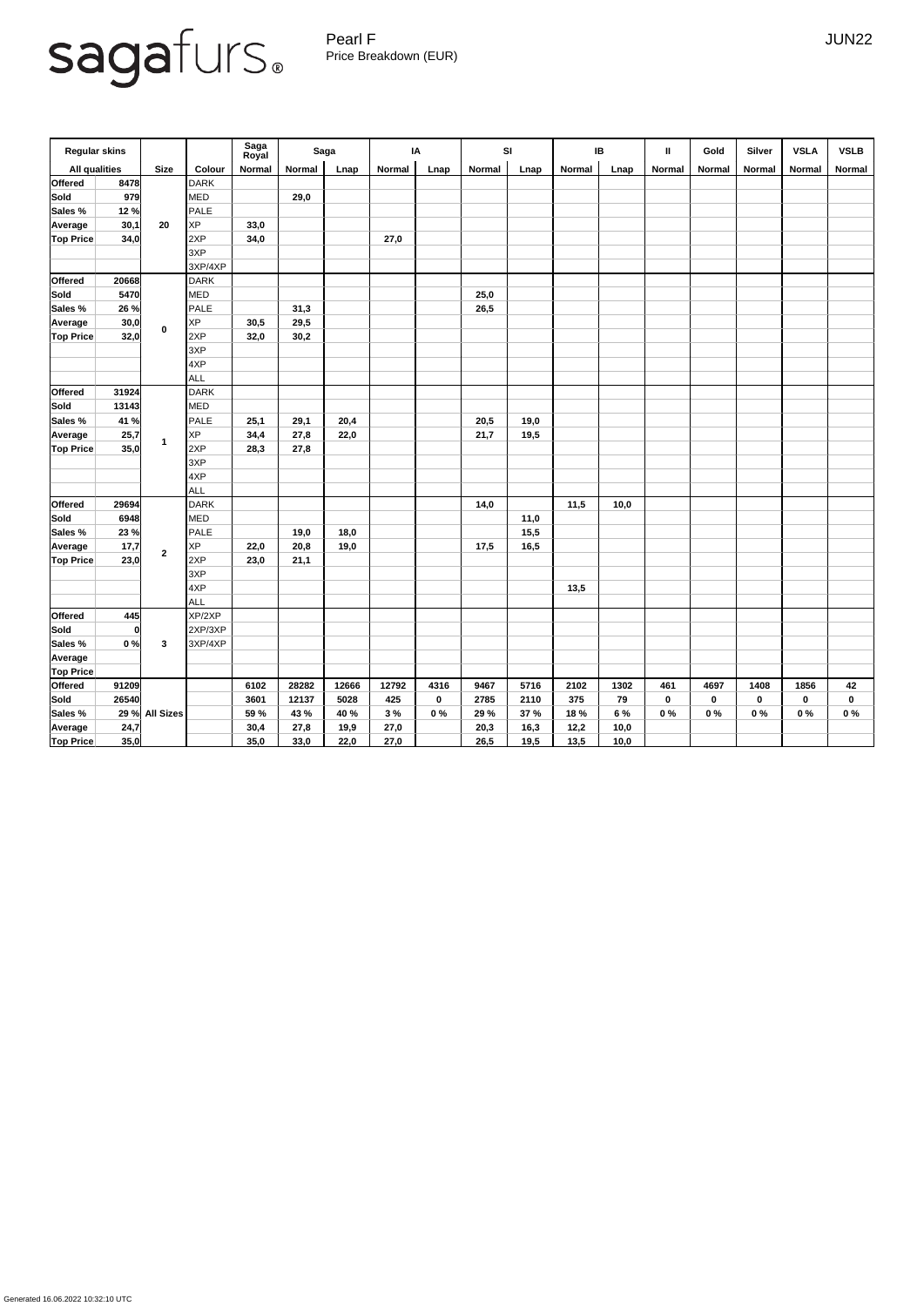# sagafurs

Pearl F
Price Breakdown (EUR)

JUN22

| Regular skins | | | | Saga Royal | Saga | | IA | | SI | | IB | | II | Gold | Silver | VSLA | VSLB |
|---|---|---|---|---|---|---|---|---|---|---|---|---|---|---|---|---|---|
| All qualities | | Size | Colour | Normal | Normal | Lnap | Normal | Lnap | Normal | Lnap | Normal | Lnap | Normal | Normal | Normal | Normal | Normal |
| Offered | 8478 | 20 | DARK | | | | | | | | | | | | | | |
| Sold | 979 | | MED | | 29,0 | | | | | | | | | | | | |
| Sales % | 12 % | | PALE | | | | | | | | | | | | | | |
| Average | 30,1 | | XP | 33,0 | | | | | | | | | | | | | |
| Top Price | 34,0 | | 2XP | 34,0 | | | 27,0 | | | | | | | | | | |
| | | | 3XP | | | | | | | | | | | | | | |
| | | | 3XP/4XP | | | | | | | | | | | | | | |
| Offered | 20668 | 0 | DARK | | | | | | | | | | | | | | |
| Sold | 5470 | | MED | | | | | | 25,0 | | | | | | | | |
| Sales % | 26 % | | PALE | | 31,3 | | | | 26,5 | | | | | | | | |
| Average | 30,0 | | XP | 30,5 | 29,5 | | | | | | | | | | | | |
| Top Price | 32,0 | | 2XP | 32,0 | 30,2 | | | | | | | | | | | | |
| | | | 3XP | | | | | | | | | | | | | | |
| | | | 4XP | | | | | | | | | | | | | | |
| | | | ALL | | | | | | | | | | | | | | |
| Offered | 31924 | 1 | DARK | | | | | | | | | | | | | | |
| Sold | 13143 | | MED | | | | | | | | | | | | | | |
| Sales % | 41 % | | PALE | 25,1 | 29,1 | 20,4 | | | 20,5 | 19,0 | | | | | | | |
| Average | 25,7 | | XP | 34,4 | 27,8 | 22,0 | | | 21,7 | 19,5 | | | | | | | |
| Top Price | 35,0 | | 2XP | 28,3 | 27,8 | | | | | | | | | | | | |
| | | | 3XP | | | | | | | | | | | | | | |
| | | | 4XP | | | | | | | | | | | | | | |
| | | | ALL | | | | | | | | | | | | | | |
| Offered | 29694 | 2 | DARK | | | | | | 14,0 | | 11,5 | 10,0 | | | | | |
| Sold | 6948 | | MED | | | | | | | 11,0 | | | | | | | |
| Sales % | 23 % | | PALE | | 19,0 | 18,0 | | | | 15,5 | | | | | | | |
| Average | 17,7 | | XP | 22,0 | 20,8 | 19,0 | | | 17,5 | 16,5 | | | | | | | |
| Top Price | 23,0 | | 2XP | 23,0 | 21,1 | | | | | | | | | | | | |
| | | | 3XP | | | | | | | | | | | | | | |
| | | | 4XP | | | | | | | | 13,5 | | | | | | |
| | | | ALL | | | | | | | | | | | | | | |
| Offered | 445 | 3 | XP/2XP | | | | | | | | | | | | | | |
| Sold | 0 | | 2XP/3XP | | | | | | | | | | | | | | |
| Sales % | 0 % | | 3XP/4XP | | | | | | | | | | | | | | |
| Average | | | | | | | | | | | | | | | | | |
| Top Price | | | | | | | | | | | | | | | | | |
| Offered | 91209 | All Sizes | | 6102 | 28282 | 12666 | 12792 | 4316 | 9467 | 5716 | 2102 | 1302 | 461 | 4697 | 1408 | 1856 | 42 |
| Sold | 26540 | | | 3601 | 12137 | 5028 | 425 | 0 | 2785 | 2110 | 375 | 79 | 0 | 0 | 0 | 0 | 0 |
| Sales % | 29 % | | | 59 % | 43 % | 40 % | 3 % | 0 % | 29 % | 37 % | 18 % | 6 % | 0 % | 0 % | 0 % | 0 % | 0 % |
| Average | 24,7 | | | 30,4 | 27,8 | 19,9 | 27,0 | | 20,3 | 16,3 | 12,2 | 10,0 | | | | | |
| Top Price | 35,0 | | | 35,0 | 33,0 | 22,0 | 27,0 | | 26,5 | 19,5 | 13,5 | 10,0 | | | | | |

Generated 16.06.2022 10:32:10 UTC